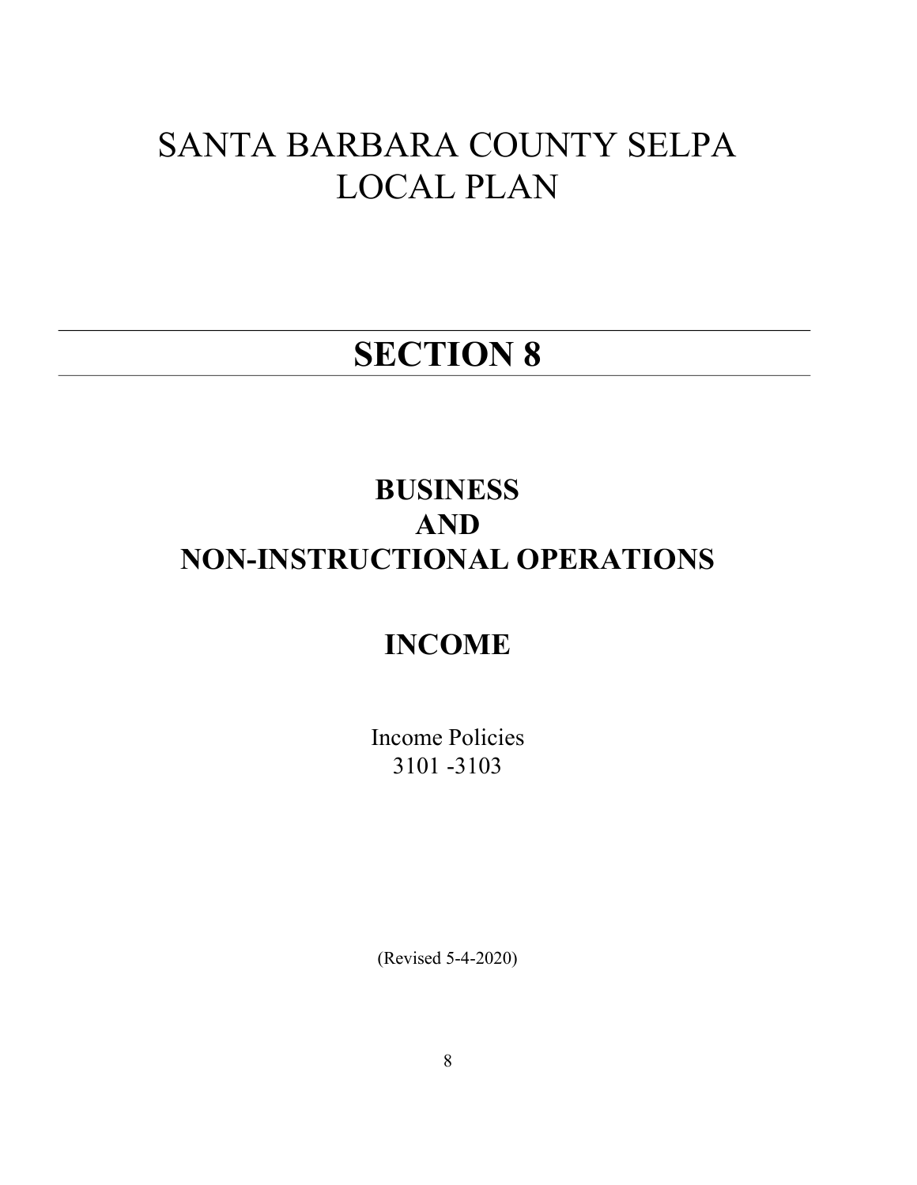# SANTA BARBARA COUNTY SELPA LOCAL PLAN

## SECTION 8

## BUSINESS AND NON-INSTRUCTIONAL OPERATIONS

## INCOME

Income Policies
3101 -3103

(Revised 5-4-2020)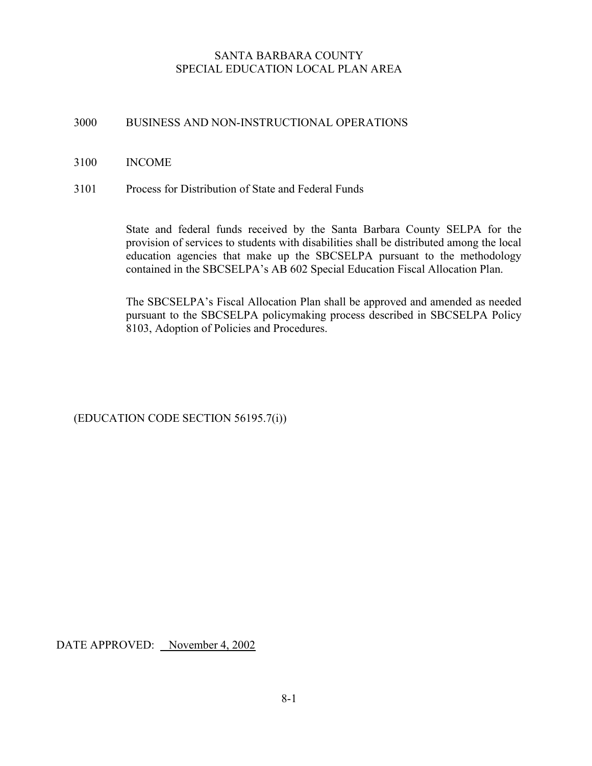# SANTA BARBARA COUNTY
# SPECIAL EDUCATION LOCAL PLAN AREA

## 3000 BUSINESS AND NON-INSTRUCTIONAL OPERATIONS

## 3100 INCOME

### 3101 Process for Distribution of State and Federal Funds

State and federal funds received by the Santa Barbara County SELPA for the provision of services to students with disabilities shall be distributed among the local education agencies that make up the SBCSELPA pursuant to the methodology contained in the SBCSELPA's AB 602 Special Education Fiscal Allocation Plan.

The SBCSELPA's Fiscal Allocation Plan shall be approved and amended as needed pursuant to the SBCSELPA policymaking process described in SBCSELPA Policy 8103, Adoption of Policies and Procedures.

(EDUCATION CODE SECTION 56195.7(i))

DATE APPROVED: November 4, 2002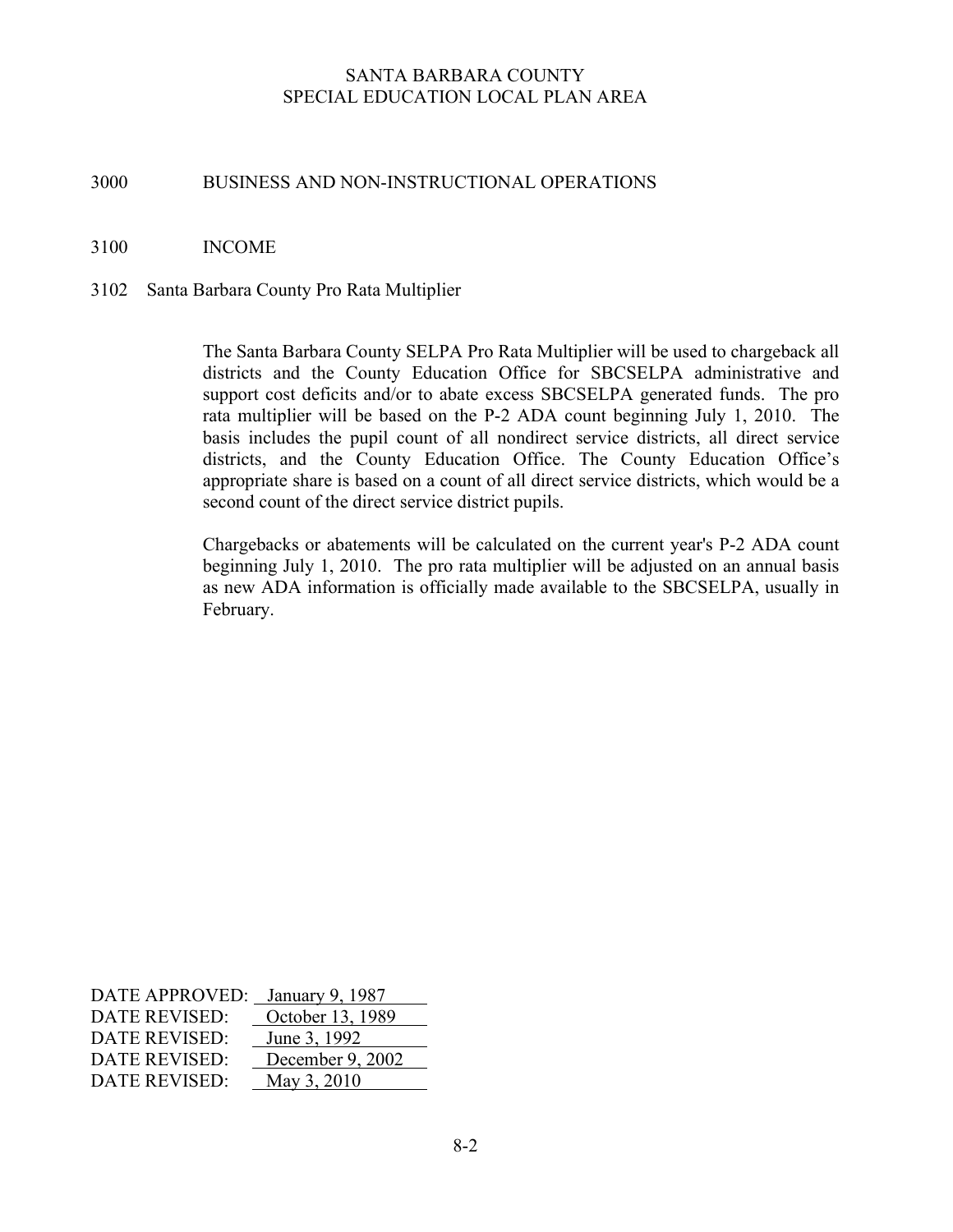SANTA BARBARA COUNTY
SPECIAL EDUCATION LOCAL PLAN AREA

# 3000 BUSINESS AND NON-INSTRUCTIONAL OPERATIONS

## 3100 INCOME

### 3102 Santa Barbara County Pro Rata Multiplier

The Santa Barbara County SELPA Pro Rata Multiplier will be used to chargeback all districts and the County Education Office for SBCSELPA administrative and support cost deficits and/or to abate excess SBCSELPA generated funds. The pro rata multiplier will be based on the P-2 ADA count beginning July 1, 2010. The basis includes the pupil count of all nondirect service districts, all direct service districts, and the County Education Office. The County Education Office's appropriate share is based on a count of all direct service districts, which would be a second count of the direct service district pupils.

Chargebacks or abatements will be calculated on the current year's P-2 ADA count beginning July 1, 2010. The pro rata multiplier will be adjusted on an annual basis as new ADA information is officially made available to the SBCSELPA, usually in February.

DATE APPROVED: January 9, 1987
DATE REVISED: October 13, 1989
DATE REVISED: June 3, 1992
DATE REVISED: December 9, 2002
DATE REVISED: May 3, 2010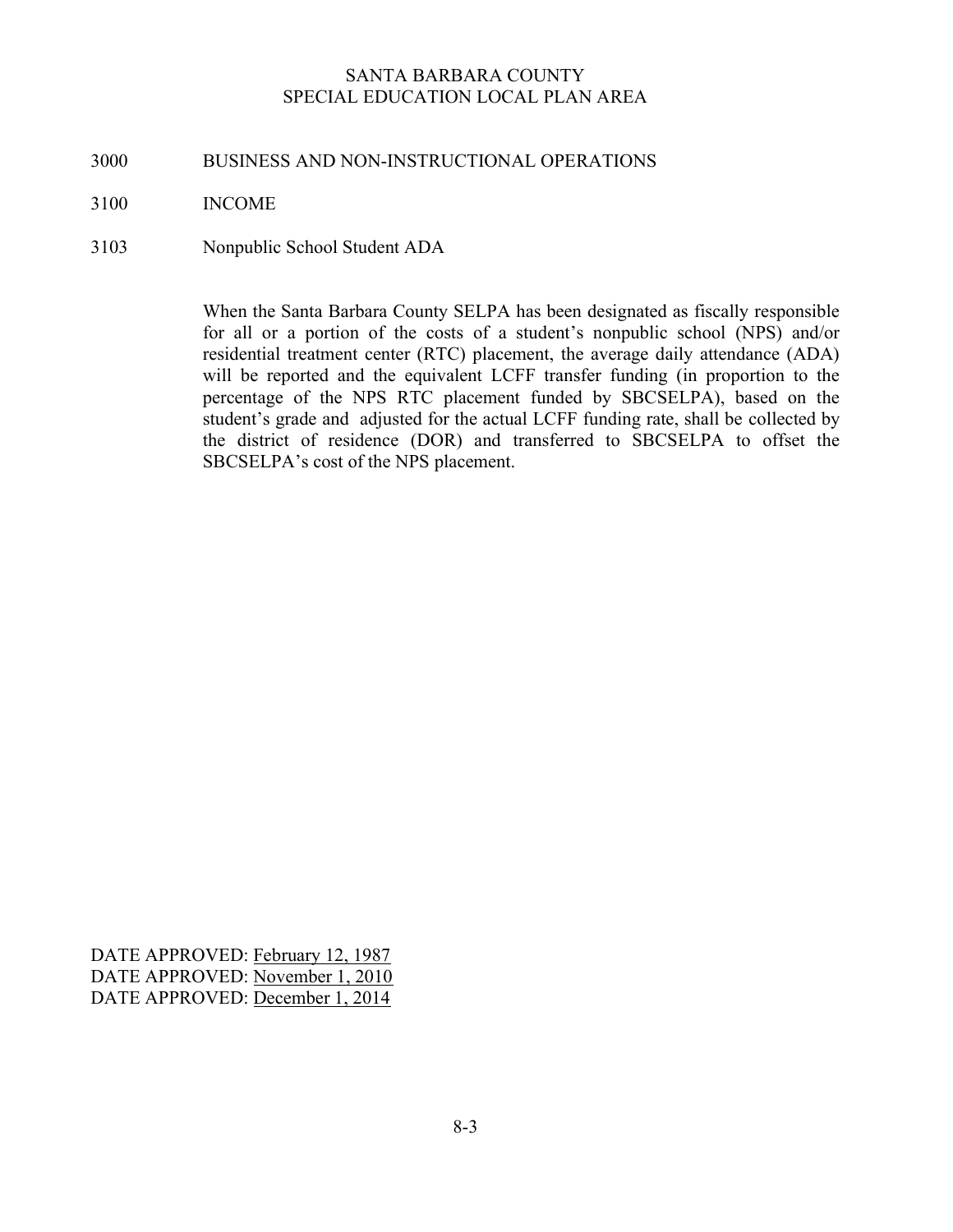SANTA BARBARA COUNTY
SPECIAL EDUCATION LOCAL PLAN AREA

## 3000 BUSINESS AND NON-INSTRUCTIONAL OPERATIONS

## 3100 INCOME

### 3103 Nonpublic School Student ADA

When the Santa Barbara County SELPA has been designated as fiscally responsible for all or a portion of the costs of a student's nonpublic school (NPS) and/or residential treatment center (RTC) placement, the average daily attendance (ADA) will be reported and the equivalent LCFF transfer funding (in proportion to the percentage of the NPS RTC placement funded by SBCSELPA), based on the student's grade and adjusted for the actual LCFF funding rate, shall be collected by the district of residence (DOR) and transferred to SBCSELPA to offset the SBCSELPA's cost of the NPS placement.

DATE APPROVED: February 12, 1987
DATE APPROVED: November 1, 2010
DATE APPROVED: December 1, 2014